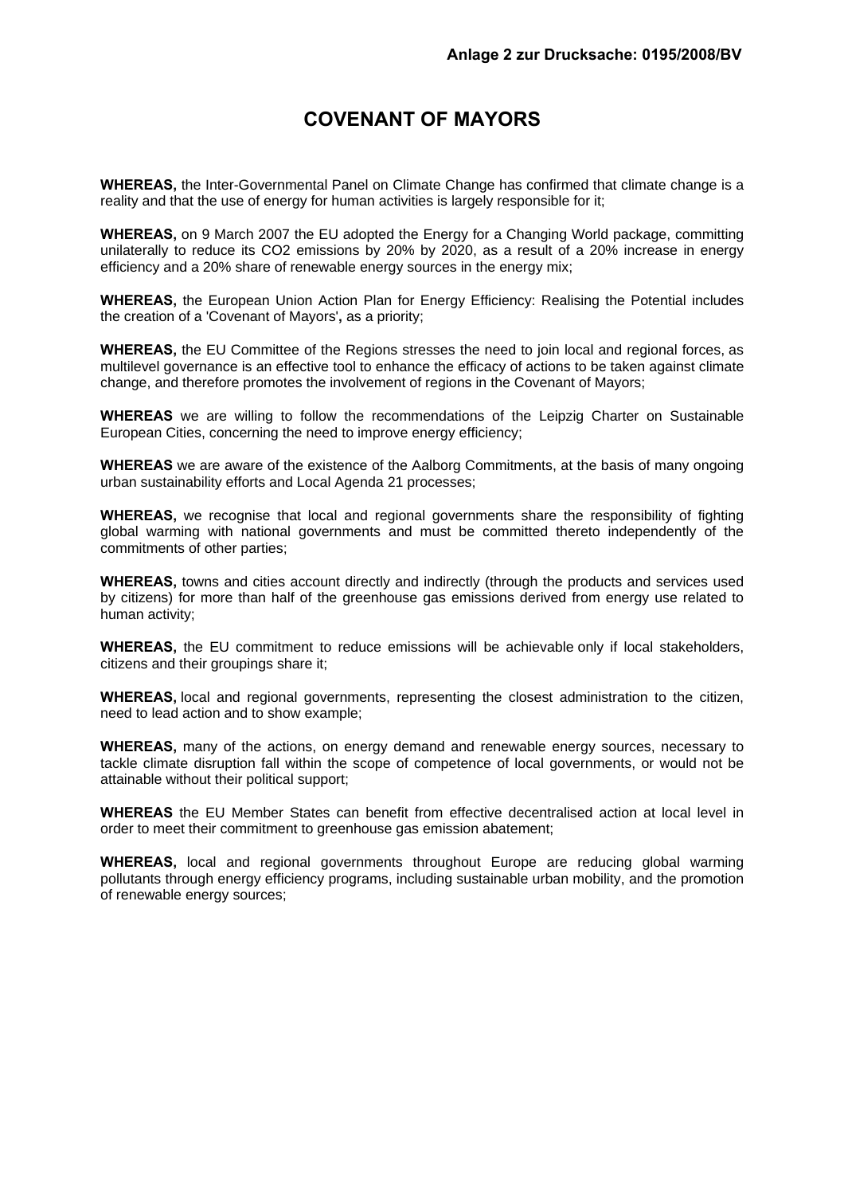Anlage 2 zur Drucksache: 0195/2008/BV

# COVENANT OF MAYORS

**WHEREAS,** the Inter-Governmental Panel on Climate Change has confirmed that climate change is a reality and that the use of energy for human activities is largely responsible for it;

**WHEREAS,** on 9 March 2007 the EU adopted the Energy for a Changing World package, committing unilaterally to reduce its $CO_2$ emissions by 20% by 2020, as a result of a 20% increase in energy efficiency and a 20% share of renewable energy sources in the energy mix;

**WHEREAS,** the European Union Action Plan for Energy Efficiency: Realising the Potential includes the creation of a 'Covenant of Mayors'**,** as a priority;

**WHEREAS,** the EU Committee of the Regions stresses the need to join local and regional forces, as multilevel governance is an effective tool to enhance the efficacy of actions to be taken against climate change, and therefore promotes the involvement of regions in the Covenant of Mayors;

**WHEREAS** we are willing to follow the recommendations of the Leipzig Charter on Sustainable European Cities, concerning the need to improve energy efficiency;

**WHEREAS** we are aware of the existence of the Aalborg Commitments, at the basis of many ongoing urban sustainability efforts and Local Agenda 21 processes;

**WHEREAS,** we recognise that local and regional governments share the responsibility of fighting global warming with national governments and must be committed thereto independently of the commitments of other parties;

**WHEREAS,** towns and cities account directly and indirectly (through the products and services used by citizens) for more than half of the greenhouse gas emissions derived from energy use related to human activity;

**WHEREAS,** the EU commitment to reduce emissions will be achievable only if local stakeholders, citizens and their groupings share it;

**WHEREAS,** local and regional governments, representing the closest administration to the citizen, need to lead action and to show example;

**WHEREAS,** many of the actions, on energy demand and renewable energy sources, necessary to tackle climate disruption fall within the scope of competence of local governments, or would not be attainable without their political support;

**WHEREAS** the EU Member States can benefit from effective decentralised action at local level in order to meet their commitment to greenhouse gas emission abatement;

**WHEREAS,** local and regional governments throughout Europe are reducing global warming pollutants through energy efficiency programs, including sustainable urban mobility, and the promotion of renewable energy sources;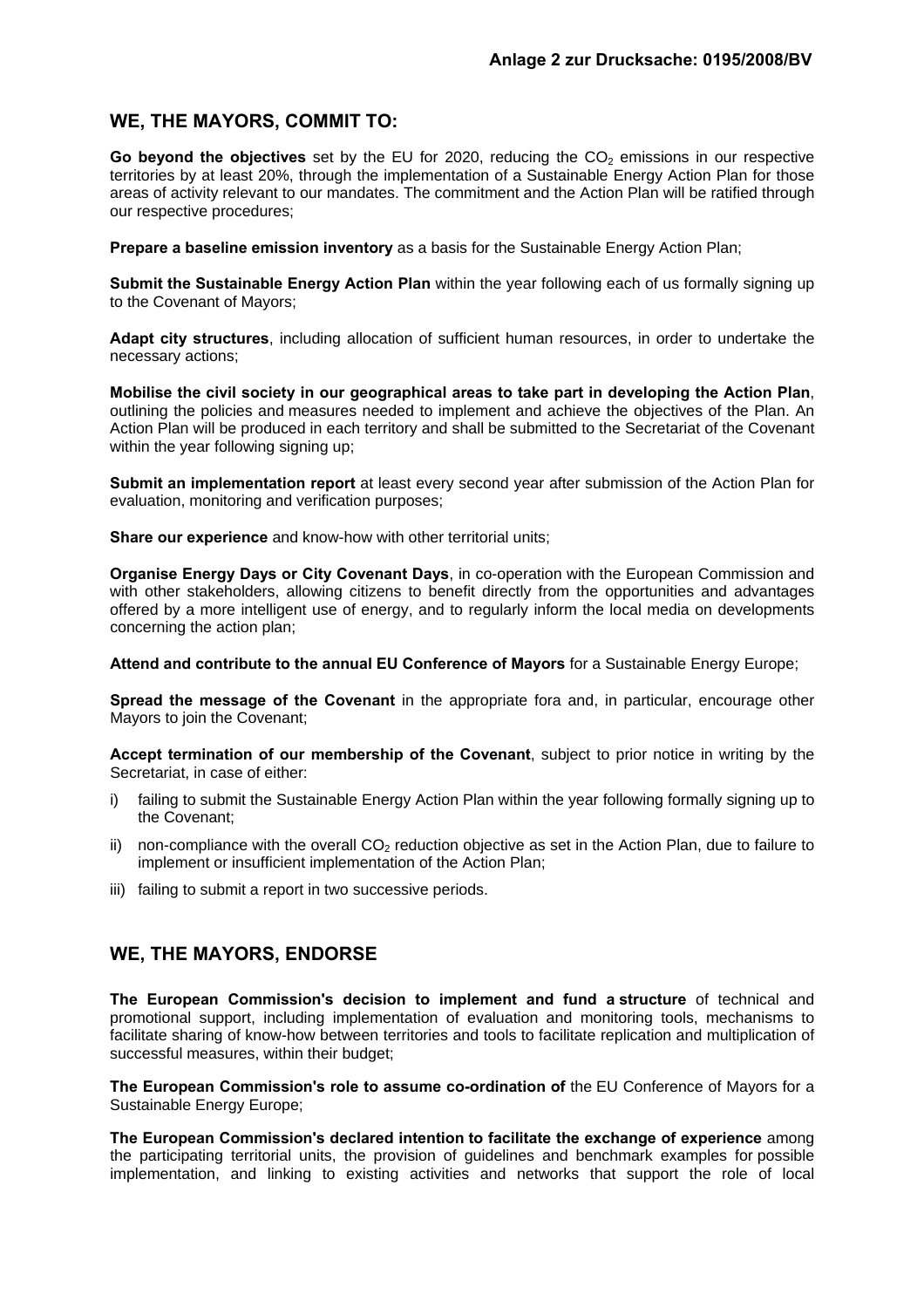Anlage 2 zur Drucksache: 0195/2008/BV

## WE, THE MAYORS, COMMIT TO:

**Go beyond the objectives** set by the EU for 2020, reducing the $CO_2$ emissions in our respective territories by at least 20%, through the implementation of a Sustainable Energy Action Plan for those areas of activity relevant to our mandates. The commitment and the Action Plan will be ratified through our respective procedures;

**Prepare a baseline emission inventory** as a basis for the Sustainable Energy Action Plan;

**Submit the Sustainable Energy Action Plan** within the year following each of us formally signing up to the Covenant of Mayors;

**Adapt city structures**, including allocation of sufficient human resources, in order to undertake the necessary actions;

**Mobilise the civil society in our geographical areas to take part in developing the Action Plan**, outlining the policies and measures needed to implement and achieve the objectives of the Plan. An Action Plan will be produced in each territory and shall be submitted to the Secretariat of the Covenant within the year following signing up;

**Submit an implementation report** at least every second year after submission of the Action Plan for evaluation, monitoring and verification purposes;

**Share our experience** and know-how with other territorial units;

**Organise Energy Days or City Covenant Days**, in co-operation with the European Commission and with other stakeholders, allowing citizens to benefit directly from the opportunities and advantages offered by a more intelligent use of energy, and to regularly inform the local media on developments concerning the action plan;

**Attend and contribute to the annual EU Conference of Mayors** for a Sustainable Energy Europe;

**Spread the message of the Covenant** in the appropriate fora and, in particular, encourage other Mayors to join the Covenant;

**Accept termination of our membership of the Covenant**, subject to prior notice in writing by the Secretariat, in case of either:

i) failing to submit the Sustainable Energy Action Plan within the year following formally signing up to the Covenant;

ii) non-compliance with the overall $CO_2$ reduction objective as set in the Action Plan, due to failure to implement or insufficient implementation of the Action Plan;

iii) failing to submit a report in two successive periods.

## WE, THE MAYORS, ENDORSE

**The European Commission's decision to implement and fund a structure** of technical and promotional support, including implementation of evaluation and monitoring tools, mechanisms to facilitate sharing of know-how between territories and tools to facilitate replication and multiplication of successful measures, within their budget;

**The European Commission's role to assume co-ordination of** the EU Conference of Mayors for a Sustainable Energy Europe;

**The European Commission's declared intention to facilitate the exchange of experience** among the participating territorial units, the provision of guidelines and benchmark examples for possible implementation, and linking to existing activities and networks that support the role of local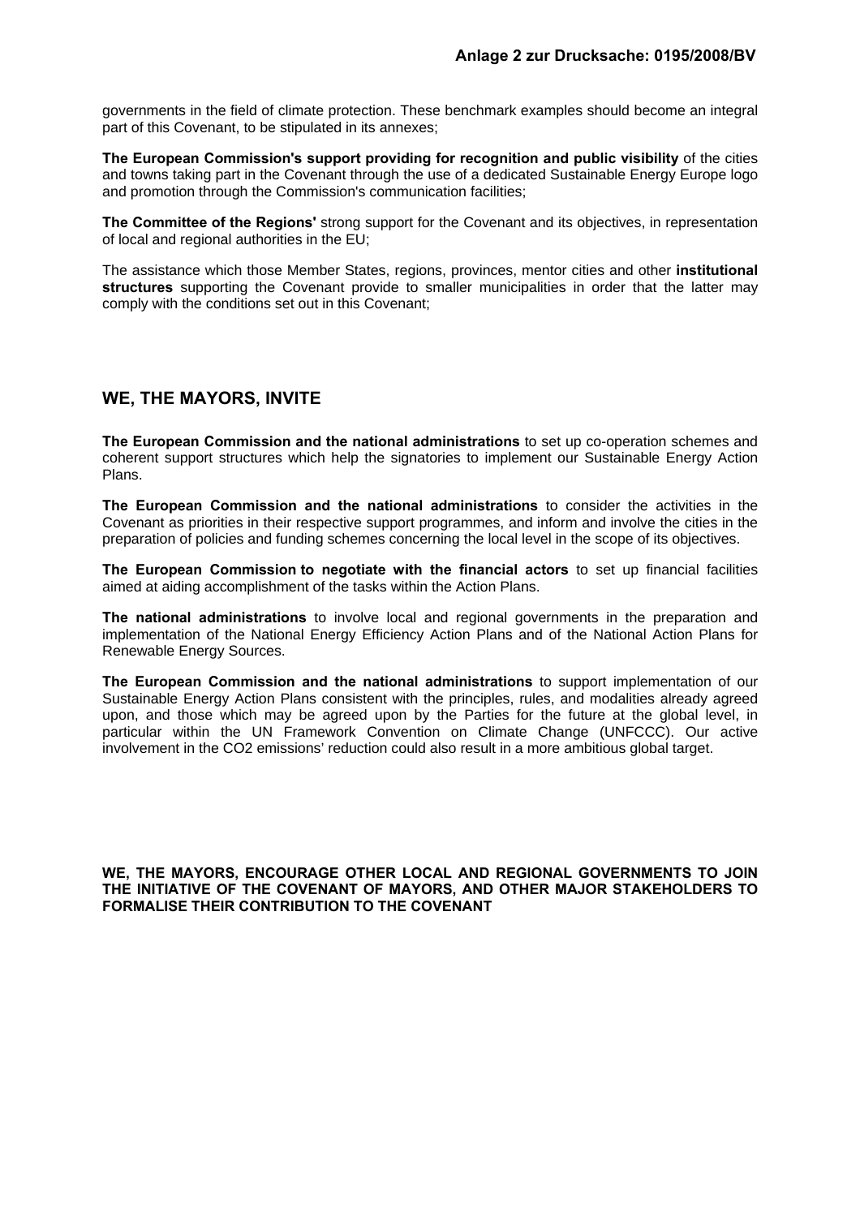governments in the field of climate protection. These benchmark examples should become an integral part of this Covenant, to be stipulated in its annexes;

**The European Commission's support providing for recognition and public visibility** of the cities and towns taking part in the Covenant through the use of a dedicated Sustainable Energy Europe logo and promotion through the Commission's communication facilities;

**The Committee of the Regions'** strong support for the Covenant and its objectives, in representation of local and regional authorities in the EU;

The assistance which those Member States, regions, provinces, mentor cities and other **institutional structures** supporting the Covenant provide to smaller municipalities in order that the latter may comply with the conditions set out in this Covenant;

## WE, THE MAYORS, INVITE

**The European Commission and the national administrations** to set up co-operation schemes and coherent support structures which help the signatories to implement our Sustainable Energy Action Plans.

**The European Commission and the national administrations** to consider the activities in the Covenant as priorities in their respective support programmes, and inform and involve the cities in the preparation of policies and funding schemes concerning the local level in the scope of its objectives.

**The European Commission to negotiate with the financial actors** to set up financial facilities aimed at aiding accomplishment of the tasks within the Action Plans.

**The national administrations** to involve local and regional governments in the preparation and implementation of the National Energy Efficiency Action Plans and of the National Action Plans for Renewable Energy Sources.

**The European Commission and the national administrations** to support implementation of our Sustainable Energy Action Plans consistent with the principles, rules, and modalities already agreed upon, and those which may be agreed upon by the Parties for the future at the global level, in particular within the UN Framework Convention on Climate Change (UNFCCC). Our active involvement in the $CO_2$ emissions' reduction could also result in a more ambitious global target.

**WE, THE MAYORS, ENCOURAGE OTHER LOCAL AND REGIONAL GOVERNMENTS TO JOIN THE INITIATIVE OF THE COVENANT OF MAYORS, AND OTHER MAJOR STAKEHOLDERS TO FORMALISE THEIR CONTRIBUTION TO THE COVENANT**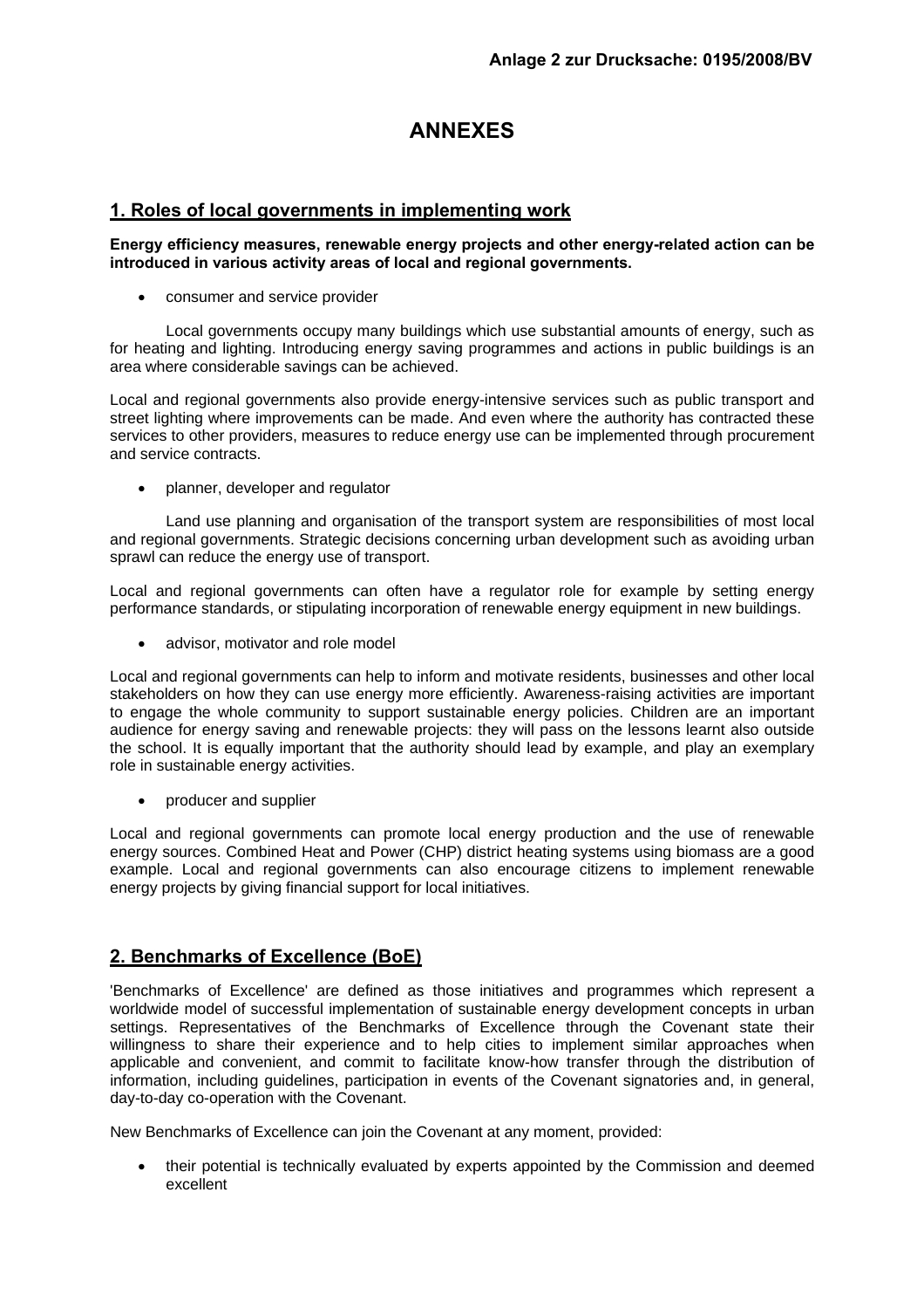**Anlage 2 zur Drucksache: 0195/2008/BV**

# ANNEXES

## 1. Roles of local governments in implementing work

**Energy efficiency measures, renewable energy projects and other energy-related action can be introduced in various activity areas of local and regional governments.**

- consumer and service provider

Local governments occupy many buildings which use substantial amounts of energy, such as for heating and lighting. Introducing energy saving programmes and actions in public buildings is an area where considerable savings can be achieved.

Local and regional governments also provide energy-intensive services such as public transport and street lighting where improvements can be made. And even where the authority has contracted these services to other providers, measures to reduce energy use can be implemented through procurement and service contracts.

- planner, developer and regulator

Land use planning and organisation of the transport system are responsibilities of most local and regional governments. Strategic decisions concerning urban development such as avoiding urban sprawl can reduce the energy use of transport.

Local and regional governments can often have a regulator role for example by setting energy performance standards, or stipulating incorporation of renewable energy equipment in new buildings.

- advisor, motivator and role model

Local and regional governments can help to inform and motivate residents, businesses and other local stakeholders on how they can use energy more efficiently. Awareness-raising activities are important to engage the whole community to support sustainable energy policies. Children are an important audience for energy saving and renewable projects: they will pass on the lessons learnt also outside the school. It is equally important that the authority should lead by example, and play an exemplary role in sustainable energy activities.

- producer and supplier

Local and regional governments can promote local energy production and the use of renewable energy sources. Combined Heat and Power (CHP) district heating systems using biomass are a good example. Local and regional governments can also encourage citizens to implement renewable energy projects by giving financial support for local initiatives.

## 2. Benchmarks of Excellence (BoE)

'Benchmarks of Excellence' are defined as those initiatives and programmes which represent a worldwide model of successful implementation of sustainable energy development concepts in urban settings. Representatives of the Benchmarks of Excellence through the Covenant state their willingness to share their experience and to help cities to implement similar approaches when applicable and convenient, and commit to facilitate know-how transfer through the distribution of information, including guidelines, participation in events of the Covenant signatories and, in general, day-to-day co-operation with the Covenant.

New Benchmarks of Excellence can join the Covenant at any moment, provided:

- their potential is technically evaluated by experts appointed by the Commission and deemed excellent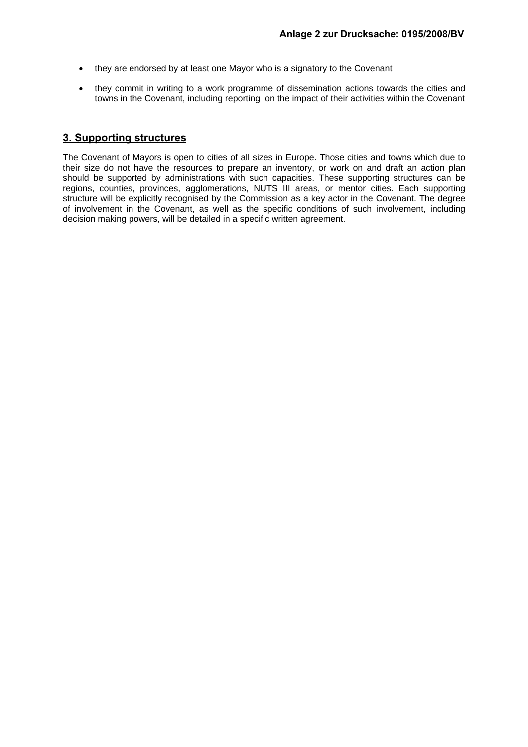- they are endorsed by at least one Mayor who is a signatory to the Covenant
- they commit in writing to a work programme of dissemination actions towards the cities and towns in the Covenant, including reporting on the impact of their activities within the Covenant

## 3. Supporting structures

The Covenant of Mayors is open to cities of all sizes in Europe. Those cities and towns which due to their size do not have the resources to prepare an inventory, or work on and draft an action plan should be supported by administrations with such capacities. These supporting structures can be regions, counties, provinces, agglomerations, NUTS III areas, or mentor cities. Each supporting structure will be explicitly recognised by the Commission as a key actor in the Covenant. The degree of involvement in the Covenant, as well as the specific conditions of such involvement, including decision making powers, will be detailed in a specific written agreement.